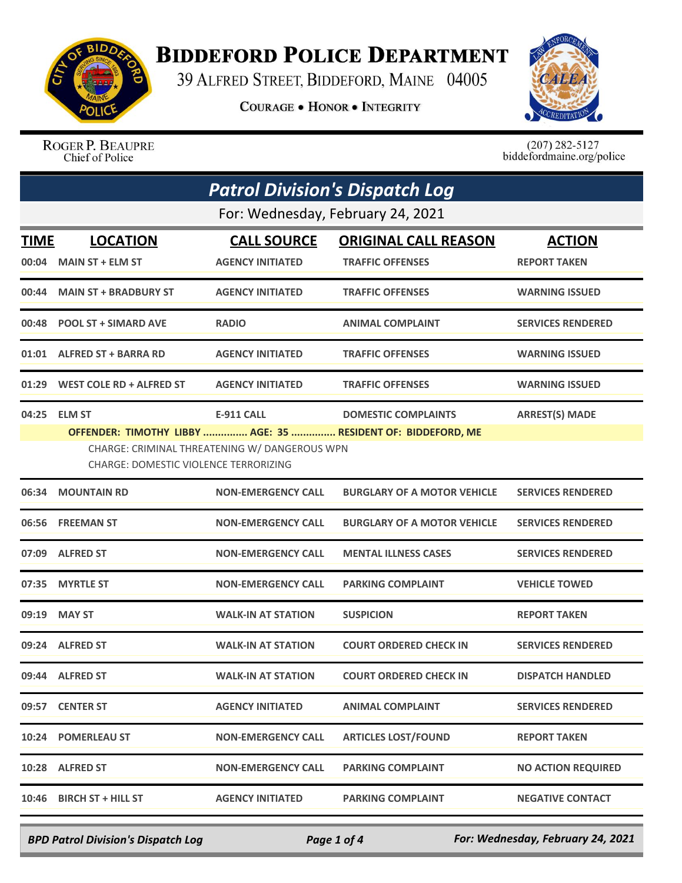# Biddeford Police Department

39 Alfred Street, Biddeford, Maine 04005

Courage • Honor • Integrity

Roger P. Beaupre
Chief of Police

(207) 282-5127
biddefordmaine.org/police

## Patrol Division's Dispatch Log

For: Wednesday, February 24, 2021

| TIME | LOCATION | CALL SOURCE | ORIGINAL CALL REASON | ACTION |
|---|---|---|---|---|
| 00:04 | MAIN ST + ELM ST | AGENCY INITIATED | TRAFFIC OFFENSES | REPORT TAKEN |
| 00:44 | MAIN ST + BRADBURY ST | AGENCY INITIATED | TRAFFIC OFFENSES | WARNING ISSUED |
| 00:48 | POOL ST + SIMARD AVE | RADIO | ANIMAL COMPLAINT | SERVICES RENDERED |
| 01:01 | ALFRED ST + BARRA RD | AGENCY INITIATED | TRAFFIC OFFENSES | WARNING ISSUED |
| 01:29 | WEST COLE RD + ALFRED ST | AGENCY INITIATED | TRAFFIC OFFENSES | WARNING ISSUED |
| 04:25 | ELM ST | E-911 CALL | DOMESTIC COMPLAINTS | ARREST(S) MADE |
| | OFFENDER: TIMOTHY LIBBY ............... AGE: 35 ............... RESIDENT OF: BIDDEFORD, ME<br>CHARGE: CRIMINAL THREATENING W/ DANGEROUS WPN<br>CHARGE: DOMESTIC VIOLENCE TERRORIZING | | | |
| 06:34 | MOUNTAIN RD | NON-EMERGENCY CALL | BURGLARY OF A MOTOR VEHICLE | SERVICES RENDERED |
| 06:56 | FREEMAN ST | NON-EMERGENCY CALL | BURGLARY OF A MOTOR VEHICLE | SERVICES RENDERED |
| 07:09 | ALFRED ST | NON-EMERGENCY CALL | MENTAL ILLNESS CASES | SERVICES RENDERED |
| 07:35 | MYRTLE ST | NON-EMERGENCY CALL | PARKING COMPLAINT | VEHICLE TOWED |
| 09:19 | MAY ST | WALK-IN AT STATION | SUSPICION | REPORT TAKEN |
| 09:24 | ALFRED ST | WALK-IN AT STATION | COURT ORDERED CHECK IN | SERVICES RENDERED |
| 09:44 | ALFRED ST | WALK-IN AT STATION | COURT ORDERED CHECK IN | DISPATCH HANDLED |
| 09:57 | CENTER ST | AGENCY INITIATED | ANIMAL COMPLAINT | SERVICES RENDERED |
| 10:24 | POMERLEAU ST | NON-EMERGENCY CALL | ARTICLES LOST/FOUND | REPORT TAKEN |
| 10:28 | ALFRED ST | NON-EMERGENCY CALL | PARKING COMPLAINT | NO ACTION REQUIRED |
| 10:46 | BIRCH ST + HILL ST | AGENCY INITIATED | PARKING COMPLAINT | NEGATIVE CONTACT |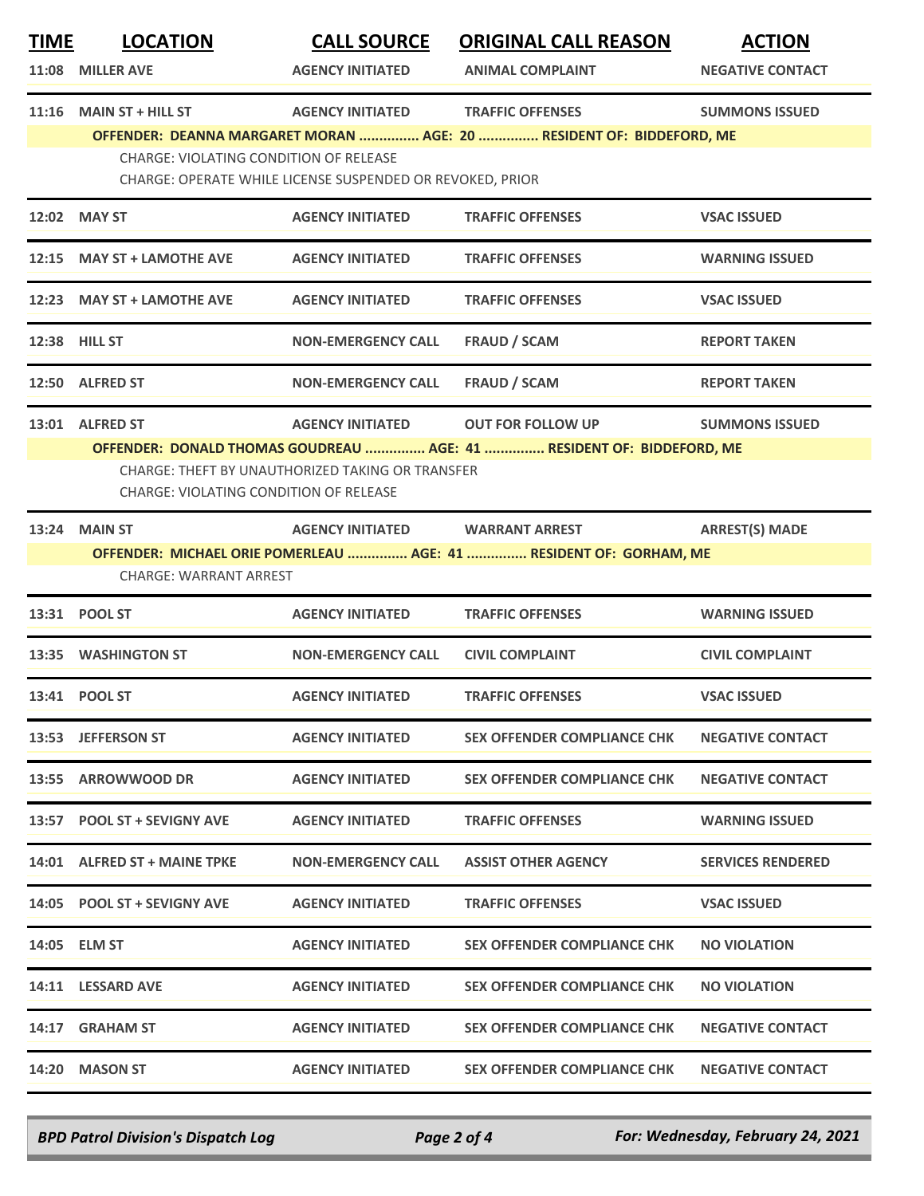| TIME | LOCATION | CALL SOURCE | ORIGINAL CALL REASON | ACTION |
|---|---|---|---|---|
| 11:08 | MILLER AVE | AGENCY INITIATED | ANIMAL COMPLAINT | NEGATIVE CONTACT |
| 11:16 | MAIN ST + HILL ST | AGENCY INITIATED | TRAFFIC OFFENSES | SUMMONS ISSUED |
| | OFFENDER: DEANNA MARGARET MORAN ............... AGE: 20 ............... RESIDENT OF: BIDDEFORD, ME | | | |
| | CHARGE: VIOLATING CONDITION OF RELEASE | | | |
| | CHARGE: OPERATE WHILE LICENSE SUSPENDED OR REVOKED, PRIOR | | | |
| 12:02 | MAY ST | AGENCY INITIATED | TRAFFIC OFFENSES | VSAC ISSUED |
| 12:15 | MAY ST + LAMOTHE AVE | AGENCY INITIATED | TRAFFIC OFFENSES | WARNING ISSUED |
| 12:23 | MAY ST + LAMOTHE AVE | AGENCY INITIATED | TRAFFIC OFFENSES | VSAC ISSUED |
| 12:38 | HILL ST | NON-EMERGENCY CALL | FRAUD / SCAM | REPORT TAKEN |
| 12:50 | ALFRED ST | NON-EMERGENCY CALL | FRAUD / SCAM | REPORT TAKEN |
| 13:01 | ALFRED ST | AGENCY INITIATED | OUT FOR FOLLOW UP | SUMMONS ISSUED |
| | OFFENDER: DONALD THOMAS GOUDREAU ............... AGE: 41 ............... RESIDENT OF: BIDDEFORD, ME | | | |
| | CHARGE: THEFT BY UNAUTHORIZED TAKING OR TRANSFER | | | |
| | CHARGE: VIOLATING CONDITION OF RELEASE | | | |
| 13:24 | MAIN ST | AGENCY INITIATED | WARRANT ARREST | ARREST(S) MADE |
| | OFFENDER: MICHAEL ORIE POMERLEAU ............... AGE: 41 ............... RESIDENT OF: GORHAM, ME | | | |
| | CHARGE: WARRANT ARREST | | | |
| 13:31 | POOL ST | AGENCY INITIATED | TRAFFIC OFFENSES | WARNING ISSUED |
| 13:35 | WASHINGTON ST | NON-EMERGENCY CALL | CIVIL COMPLAINT | CIVIL COMPLAINT |
| 13:41 | POOL ST | AGENCY INITIATED | TRAFFIC OFFENSES | VSAC ISSUED |
| 13:53 | JEFFERSON ST | AGENCY INITIATED | SEX OFFENDER COMPLIANCE CHK | NEGATIVE CONTACT |
| 13:55 | ARROWWOOD DR | AGENCY INITIATED | SEX OFFENDER COMPLIANCE CHK | NEGATIVE CONTACT |
| 13:57 | POOL ST + SEVIGNY AVE | AGENCY INITIATED | TRAFFIC OFFENSES | WARNING ISSUED |
| 14:01 | ALFRED ST + MAINE TPKE | NON-EMERGENCY CALL | ASSIST OTHER AGENCY | SERVICES RENDERED |
| 14:05 | POOL ST + SEVIGNY AVE | AGENCY INITIATED | TRAFFIC OFFENSES | VSAC ISSUED |
| 14:05 | ELM ST | AGENCY INITIATED | SEX OFFENDER COMPLIANCE CHK | NO VIOLATION |
| 14:11 | LESSARD AVE | AGENCY INITIATED | SEX OFFENDER COMPLIANCE CHK | NO VIOLATION |
| 14:17 | GRAHAM ST | AGENCY INITIATED | SEX OFFENDER COMPLIANCE CHK | NEGATIVE CONTACT |
| 14:20 | MASON ST | AGENCY INITIATED | SEX OFFENDER COMPLIANCE CHK | NEGATIVE CONTACT |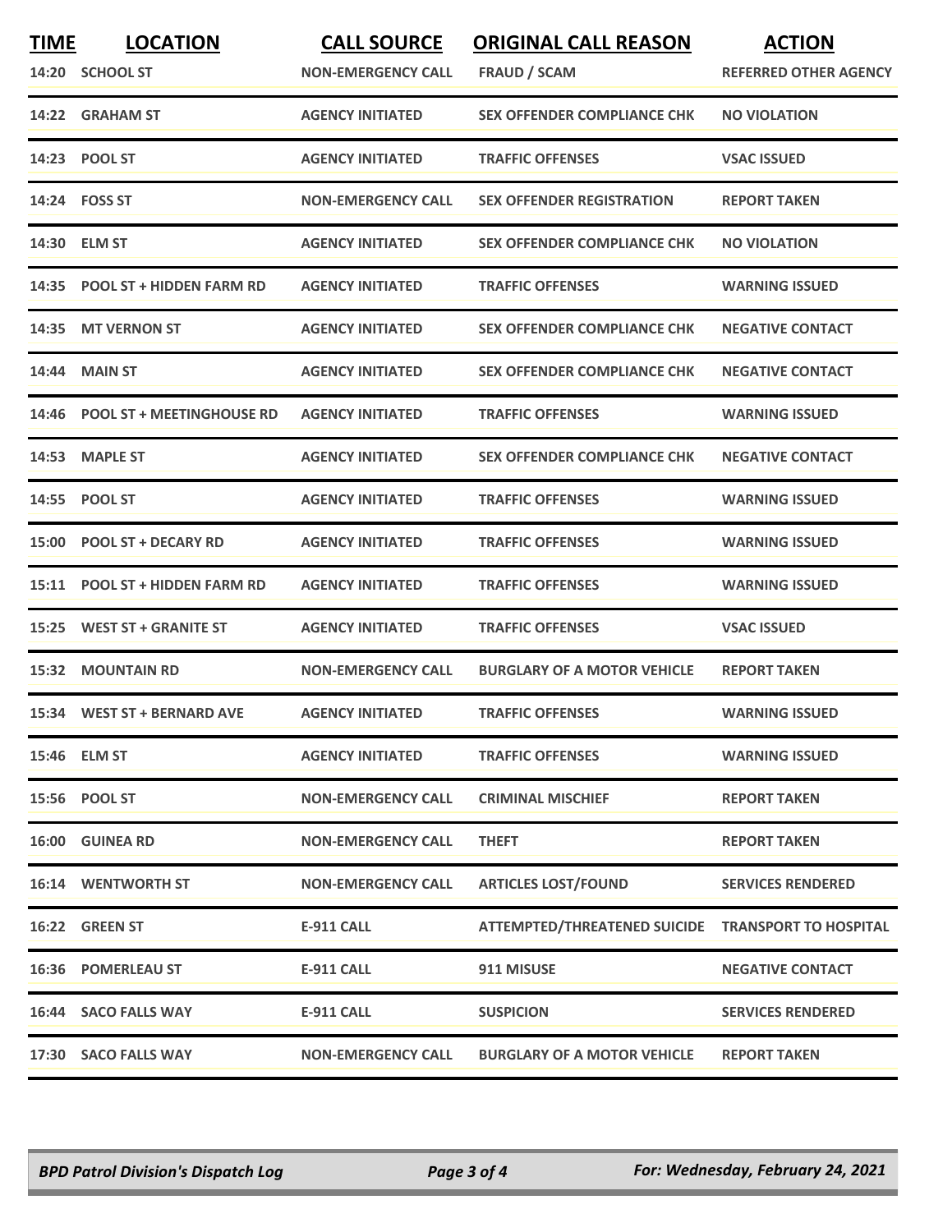| TIME | LOCATION | CALL SOURCE | ORIGINAL CALL REASON | ACTION |
|---|---|---|---|---|
| 14:20 | SCHOOL ST | NON-EMERGENCY CALL | FRAUD / SCAM | REFERRED OTHER AGENCY |
| 14:22 | GRAHAM ST | AGENCY INITIATED | SEX OFFENDER COMPLIANCE CHK | NO VIOLATION |
| 14:23 | POOL ST | AGENCY INITIATED | TRAFFIC OFFENSES | VSAC ISSUED |
| 14:24 | FOSS ST | NON-EMERGENCY CALL | SEX OFFENDER REGISTRATION | REPORT TAKEN |
| 14:30 | ELM ST | AGENCY INITIATED | SEX OFFENDER COMPLIANCE CHK | NO VIOLATION |
| 14:35 | POOL ST + HIDDEN FARM RD | AGENCY INITIATED | TRAFFIC OFFENSES | WARNING ISSUED |
| 14:35 | MT VERNON ST | AGENCY INITIATED | SEX OFFENDER COMPLIANCE CHK | NEGATIVE CONTACT |
| 14:44 | MAIN ST | AGENCY INITIATED | SEX OFFENDER COMPLIANCE CHK | NEGATIVE CONTACT |
| 14:46 | POOL ST + MEETINGHOUSE RD | AGENCY INITIATED | TRAFFIC OFFENSES | WARNING ISSUED |
| 14:53 | MAPLE ST | AGENCY INITIATED | SEX OFFENDER COMPLIANCE CHK | NEGATIVE CONTACT |
| 14:55 | POOL ST | AGENCY INITIATED | TRAFFIC OFFENSES | WARNING ISSUED |
| 15:00 | POOL ST + DECARY RD | AGENCY INITIATED | TRAFFIC OFFENSES | WARNING ISSUED |
| 15:11 | POOL ST + HIDDEN FARM RD | AGENCY INITIATED | TRAFFIC OFFENSES | WARNING ISSUED |
| 15:25 | WEST ST + GRANITE ST | AGENCY INITIATED | TRAFFIC OFFENSES | VSAC ISSUED |
| 15:32 | MOUNTAIN RD | NON-EMERGENCY CALL | BURGLARY OF A MOTOR VEHICLE | REPORT TAKEN |
| 15:34 | WEST ST + BERNARD AVE | AGENCY INITIATED | TRAFFIC OFFENSES | WARNING ISSUED |
| 15:46 | ELM ST | AGENCY INITIATED | TRAFFIC OFFENSES | WARNING ISSUED |
| 15:56 | POOL ST | NON-EMERGENCY CALL | CRIMINAL MISCHIEF | REPORT TAKEN |
| 16:00 | GUINEA RD | NON-EMERGENCY CALL | THEFT | REPORT TAKEN |
| 16:14 | WENTWORTH ST | NON-EMERGENCY CALL | ARTICLES LOST/FOUND | SERVICES RENDERED |
| 16:22 | GREEN ST | E-911 CALL | ATTEMPTED/THREATENED SUICIDE | TRANSPORT TO HOSPITAL |
| 16:36 | POMERLEAU ST | E-911 CALL | 911 MISUSE | NEGATIVE CONTACT |
| 16:44 | SACO FALLS WAY | E-911 CALL | SUSPICION | SERVICES RENDERED |
| 17:30 | SACO FALLS WAY | NON-EMERGENCY CALL | BURGLARY OF A MOTOR VEHICLE | REPORT TAKEN |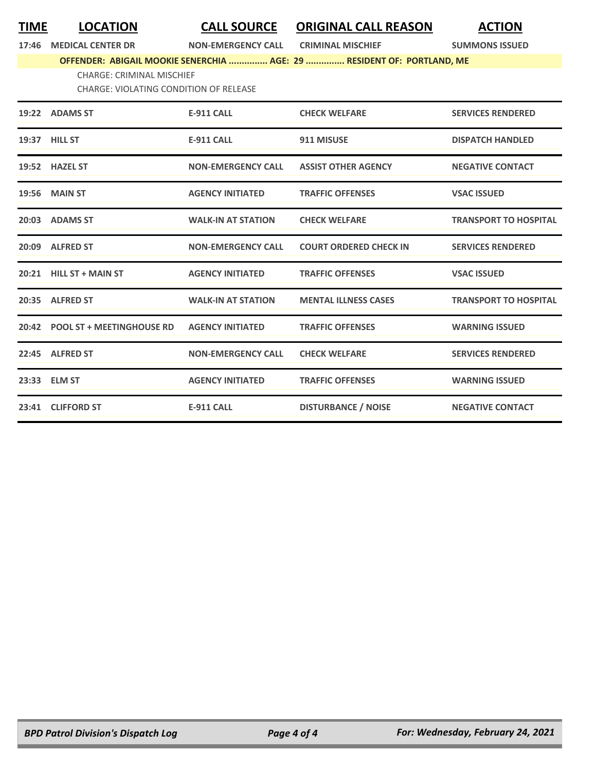| TIME | LOCATION | CALL SOURCE | ORIGINAL CALL REASON | ACTION |
|---|---|---|---|---|
| 17:46 | MEDICAL CENTER DR | NON-EMERGENCY CALL | CRIMINAL MISCHIEF | SUMMONS ISSUED |
| | **OFFENDER: ABIGAIL MOOKIE SENERCHIA ............... AGE: 29 ............... RESIDENT OF: PORTLAND, ME** | | | |
| | CHARGE: CRIMINAL MISCHIEF<br>CHARGE: VIOLATING CONDITION OF RELEASE | | | |
| 19:22 | ADAMS ST | E-911 CALL | CHECK WELFARE | SERVICES RENDERED |
| 19:37 | HILL ST | E-911 CALL | 911 MISUSE | DISPATCH HANDLED |
| 19:52 | HAZEL ST | NON-EMERGENCY CALL | ASSIST OTHER AGENCY | NEGATIVE CONTACT |
| 19:56 | MAIN ST | AGENCY INITIATED | TRAFFIC OFFENSES | VSAC ISSUED |
| 20:03 | ADAMS ST | WALK-IN AT STATION | CHECK WELFARE | TRANSPORT TO HOSPITAL |
| 20:09 | ALFRED ST | NON-EMERGENCY CALL | COURT ORDERED CHECK IN | SERVICES RENDERED |
| 20:21 | HILL ST + MAIN ST | AGENCY INITIATED | TRAFFIC OFFENSES | VSAC ISSUED |
| 20:35 | ALFRED ST | WALK-IN AT STATION | MENTAL ILLNESS CASES | TRANSPORT TO HOSPITAL |
| 20:42 | POOL ST + MEETINGHOUSE RD | AGENCY INITIATED | TRAFFIC OFFENSES | WARNING ISSUED |
| 22:45 | ALFRED ST | NON-EMERGENCY CALL | CHECK WELFARE | SERVICES RENDERED |
| 23:33 | ELM ST | AGENCY INITIATED | TRAFFIC OFFENSES | WARNING ISSUED |
| 23:41 | CLIFFORD ST | E-911 CALL | DISTURBANCE / NOISE | NEGATIVE CONTACT |